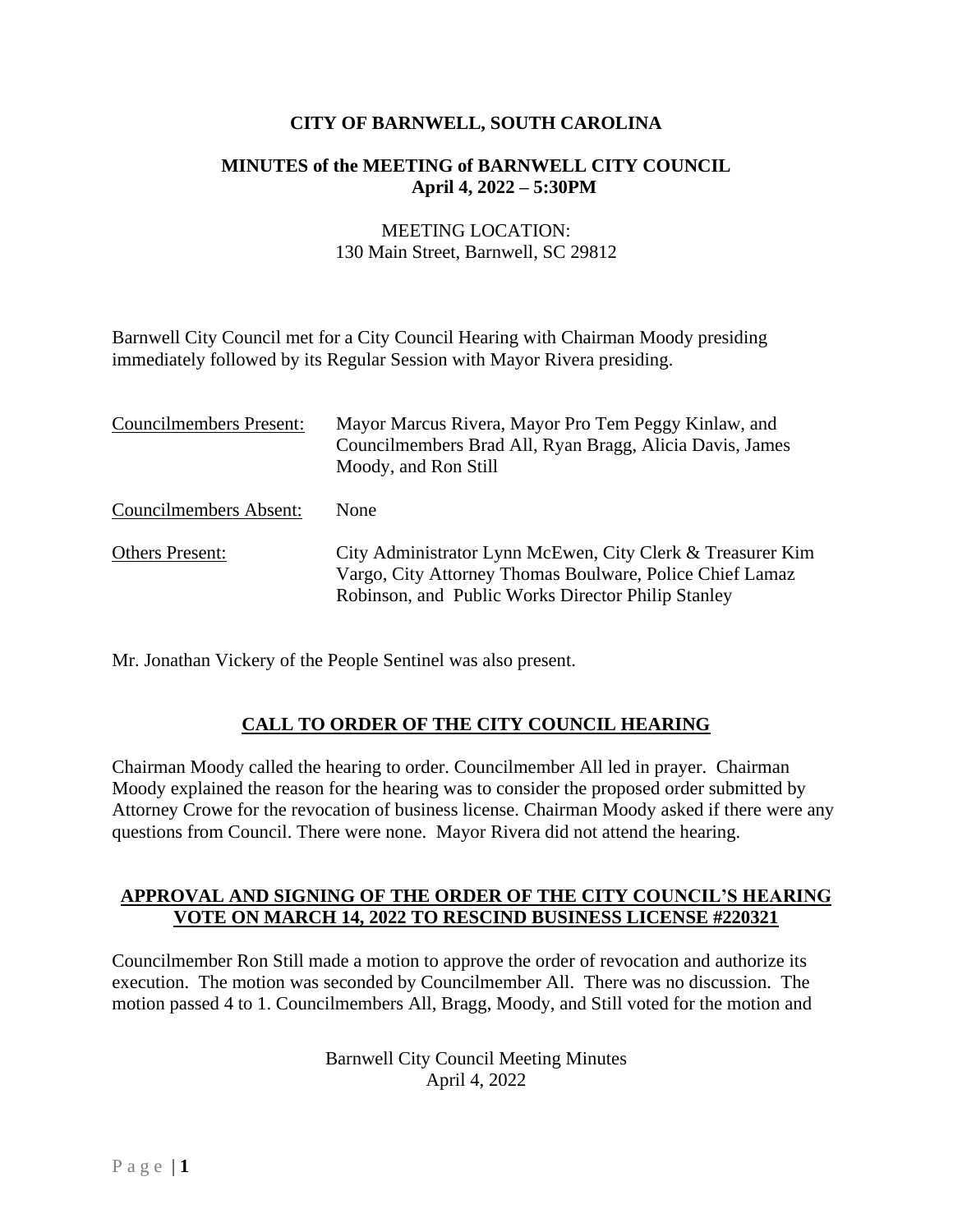# CITY OF BARNWELL, SOUTH CAROLINA

## MINUTES of the MEETING of BARNWELL CITY COUNCIL
**April 4, 2022 – 5:30PM**

MEETING LOCATION:
130 Main Street, Barnwell, SC 29812

Barnwell City Council met for a City Council Hearing with Chairman Moody presiding immediately followed by its Regular Session with Mayor Rivera presiding.

| | |
|---|---|
| Councilmembers Present: | Mayor Marcus Rivera, Mayor Pro Tem Peggy Kinlaw, and Councilmembers Brad All, Ryan Bragg, Alicia Davis, James Moody, and Ron Still |
| Councilmembers Absent: | None |
| Others Present: | City Administrator Lynn McEwen, City Clerk & Treasurer Kim Vargo, City Attorney Thomas Boulware, Police Chief Lamaz Robinson, and Public Works Director Philip Stanley |

Mr. Jonathan Vickery of the People Sentinel was also present.

## CALL TO ORDER OF THE CITY COUNCIL HEARING

Chairman Moody called the hearing to order. Councilmember All led in prayer. Chairman Moody explained the reason for the hearing was to consider the proposed order submitted by Attorney Crowe for the revocation of business license. Chairman Moody asked if there were any questions from Council. There were none. Mayor Rivera did not attend the hearing.

## APPROVAL AND SIGNING OF THE ORDER OF THE CITY COUNCIL'S HEARING VOTE ON MARCH 14, 2022 TO RESCIND BUSINESS LICENSE #220321

Councilmember Ron Still made a motion to approve the order of revocation and authorize its execution. The motion was seconded by Councilmember All. There was no discussion. The motion passed 4 to 1. Councilmembers All, Bragg, Moody, and Still voted for the motion and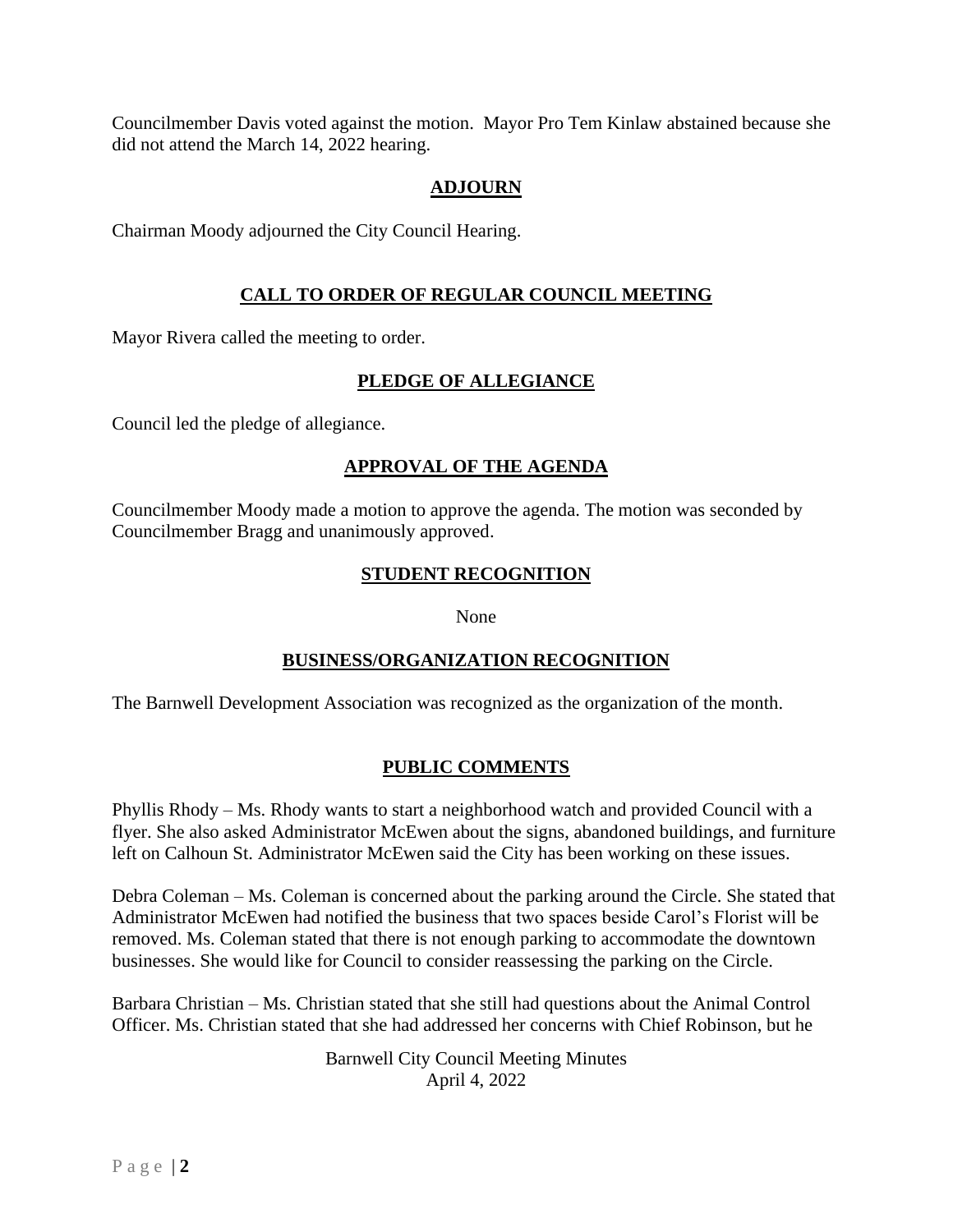Councilmember Davis voted against the motion. Mayor Pro Tem Kinlaw abstained because she did not attend the March 14, 2022 hearing.

## ADJOURN

Chairman Moody adjourned the City Council Hearing.

## CALL TO ORDER OF REGULAR COUNCIL MEETING

Mayor Rivera called the meeting to order.

## PLEDGE OF ALLEGIANCE

Council led the pledge of allegiance.

## APPROVAL OF THE AGENDA

Councilmember Moody made a motion to approve the agenda. The motion was seconded by Councilmember Bragg and unanimously approved.

## STUDENT RECOGNITION

None

## BUSINESS/ORGANIZATION RECOGNITION

The Barnwell Development Association was recognized as the organization of the month.

## PUBLIC COMMENTS

Phyllis Rhody – Ms. Rhody wants to start a neighborhood watch and provided Council with a flyer. She also asked Administrator McEwen about the signs, abandoned buildings, and furniture left on Calhoun St. Administrator McEwen said the City has been working on these issues.

Debra Coleman – Ms. Coleman is concerned about the parking around the Circle. She stated that Administrator McEwen had notified the business that two spaces beside Carol's Florist will be removed. Ms. Coleman stated that there is not enough parking to accommodate the downtown businesses. She would like for Council to consider reassessing the parking on the Circle.

Barbara Christian – Ms. Christian stated that she still had questions about the Animal Control Officer. Ms. Christian stated that she had addressed her concerns with Chief Robinson, but he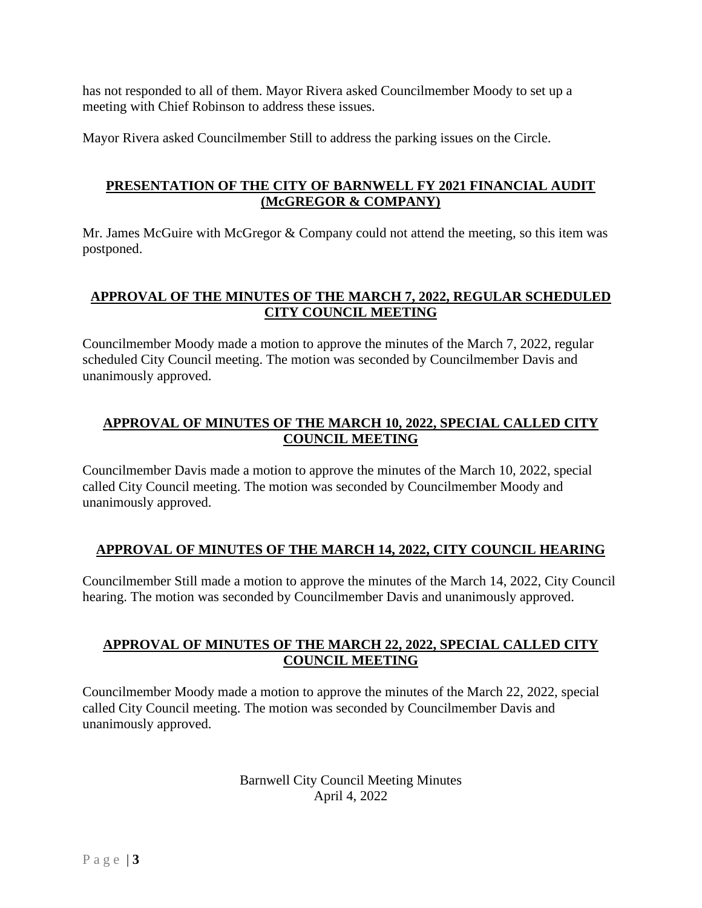has not responded to all of them. Mayor Rivera asked Councilmember Moody to set up a meeting with Chief Robinson to address these issues.

Mayor Rivera asked Councilmember Still to address the parking issues on the Circle.

## PRESENTATION OF THE CITY OF BARNWELL FY 2021 FINANCIAL AUDIT (McGREGOR & COMPANY)

Mr. James McGuire with McGregor & Company could not attend the meeting, so this item was postponed.

## APPROVAL OF THE MINUTES OF THE MARCH 7, 2022, REGULAR SCHEDULED CITY COUNCIL MEETING

Councilmember Moody made a motion to approve the minutes of the March 7, 2022, regular scheduled City Council meeting. The motion was seconded by Councilmember Davis and unanimously approved.

## APPROVAL OF MINUTES OF THE MARCH 10, 2022, SPECIAL CALLED CITY COUNCIL MEETING

Councilmember Davis made a motion to approve the minutes of the March 10, 2022, special called City Council meeting. The motion was seconded by Councilmember Moody and unanimously approved.

## APPROVAL OF MINUTES OF THE MARCH 14, 2022, CITY COUNCIL HEARING

Councilmember Still made a motion to approve the minutes of the March 14, 2022, City Council hearing. The motion was seconded by Councilmember Davis and unanimously approved.

## APPROVAL OF MINUTES OF THE MARCH 22, 2022, SPECIAL CALLED CITY COUNCIL MEETING

Councilmember Moody made a motion to approve the minutes of the March 22, 2022, special called City Council meeting. The motion was seconded by Councilmember Davis and unanimously approved.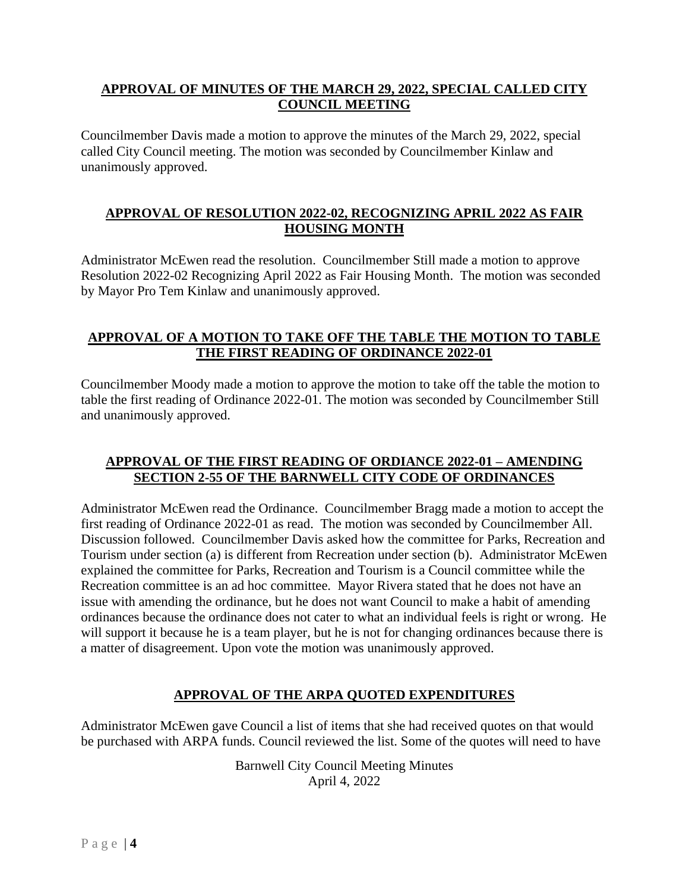**APPROVAL OF MINUTES OF THE MARCH 29, 2022, SPECIAL CALLED CITY COUNCIL MEETING**

Councilmember Davis made a motion to approve the minutes of the March 29, 2022, special called City Council meeting. The motion was seconded by Councilmember Kinlaw and unanimously approved.

**APPROVAL OF RESOLUTION 2022-02, RECOGNIZING APRIL 2022 AS FAIR HOUSING MONTH**

Administrator McEwen read the resolution. Councilmember Still made a motion to approve Resolution 2022-02 Recognizing April 2022 as Fair Housing Month. The motion was seconded by Mayor Pro Tem Kinlaw and unanimously approved.

**APPROVAL OF A MOTION TO TAKE OFF THE TABLE THE MOTION TO TABLE THE FIRST READING OF ORDINANCE 2022-01**

Councilmember Moody made a motion to approve the motion to take off the table the motion to table the first reading of Ordinance 2022-01. The motion was seconded by Councilmember Still and unanimously approved.

**APPROVAL OF THE FIRST READING OF ORDIANCE 2022-01 – AMENDING SECTION 2-55 OF THE BARNWELL CITY CODE OF ORDINANCES**

Administrator McEwen read the Ordinance. Councilmember Bragg made a motion to accept the first reading of Ordinance 2022-01 as read. The motion was seconded by Councilmember All. Discussion followed. Councilmember Davis asked how the committee for Parks, Recreation and Tourism under section (a) is different from Recreation under section (b). Administrator McEwen explained the committee for Parks, Recreation and Tourism is a Council committee while the Recreation committee is an ad hoc committee. Mayor Rivera stated that he does not have an issue with amending the ordinance, but he does not want Council to make a habit of amending ordinances because the ordinance does not cater to what an individual feels is right or wrong. He will support it because he is a team player, but he is not for changing ordinances because there is a matter of disagreement. Upon vote the motion was unanimously approved.

**APPROVAL OF THE ARPA QUOTED EXPENDITURES**

Administrator McEwen gave Council a list of items that she had received quotes on that would be purchased with ARPA funds. Council reviewed the list. Some of the quotes will need to have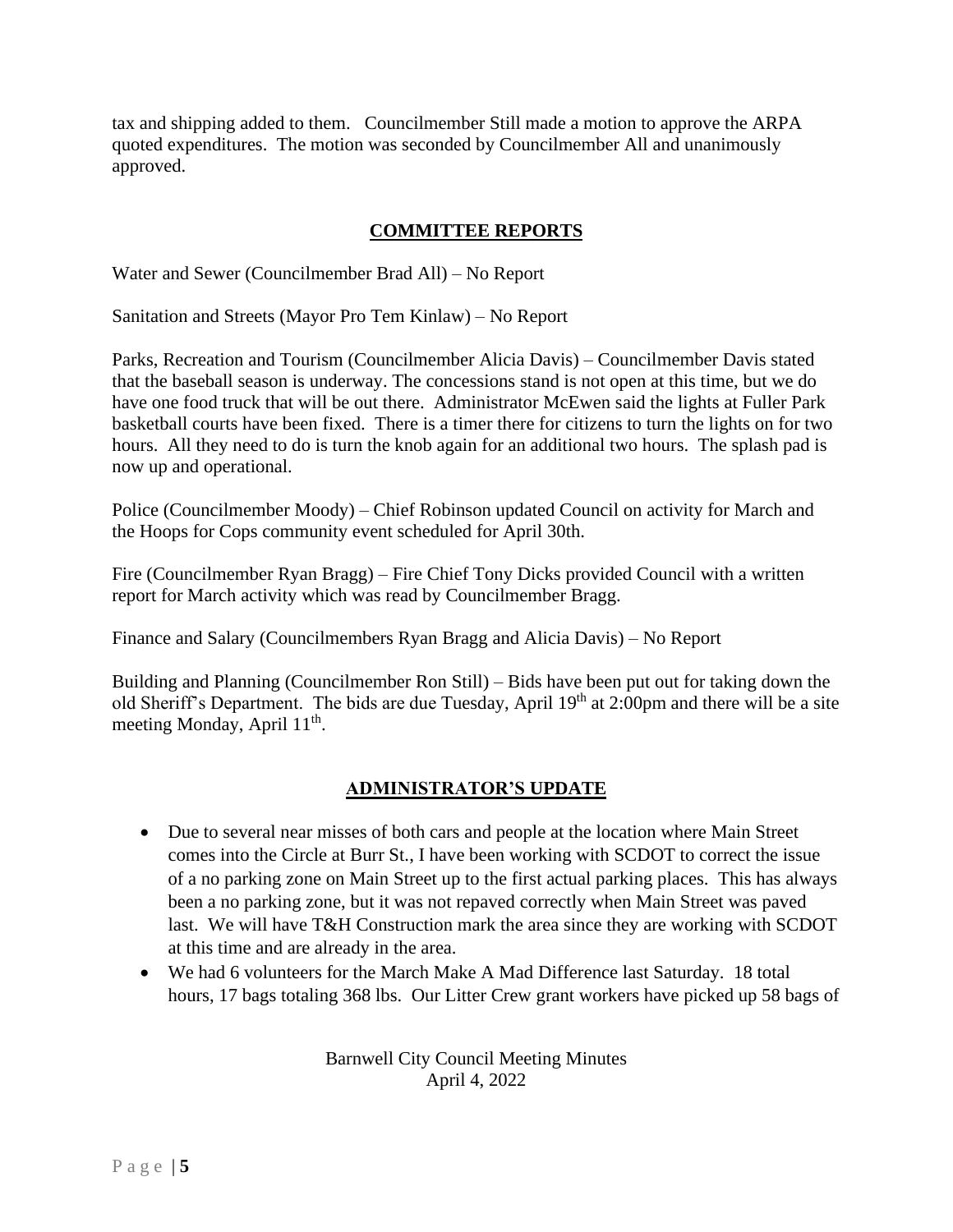tax and shipping added to them. Councilmember Still made a motion to approve the ARPA quoted expenditures. The motion was seconded by Councilmember All and unanimously approved.

## COMMITTEE REPORTS

Water and Sewer (Councilmember Brad All) – No Report

Sanitation and Streets (Mayor Pro Tem Kinlaw) – No Report

Parks, Recreation and Tourism (Councilmember Alicia Davis) – Councilmember Davis stated that the baseball season is underway. The concessions stand is not open at this time, but we do have one food truck that will be out there. Administrator McEwen said the lights at Fuller Park basketball courts have been fixed. There is a timer there for citizens to turn the lights on for two hours. All they need to do is turn the knob again for an additional two hours. The splash pad is now up and operational.

Police (Councilmember Moody) – Chief Robinson updated Council on activity for March and the Hoops for Cops community event scheduled for April 30th.

Fire (Councilmember Ryan Bragg) – Fire Chief Tony Dicks provided Council with a written report for March activity which was read by Councilmember Bragg.

Finance and Salary (Councilmembers Ryan Bragg and Alicia Davis) – No Report

Building and Planning (Councilmember Ron Still) – Bids have been put out for taking down the old Sheriff's Department. The bids are due Tuesday, April 19th at 2:00pm and there will be a site meeting Monday, April 11th.

## ADMINISTRATOR'S UPDATE

- Due to several near misses of both cars and people at the location where Main Street comes into the Circle at Burr St., I have been working with SCDOT to correct the issue of a no parking zone on Main Street up to the first actual parking places. This has always been a no parking zone, but it was not repaved correctly when Main Street was paved last. We will have T&H Construction mark the area since they are working with SCDOT at this time and are already in the area.
- We had 6 volunteers for the March Make A Mad Difference last Saturday. 18 total hours, 17 bags totaling 368 lbs. Our Litter Crew grant workers have picked up 58 bags of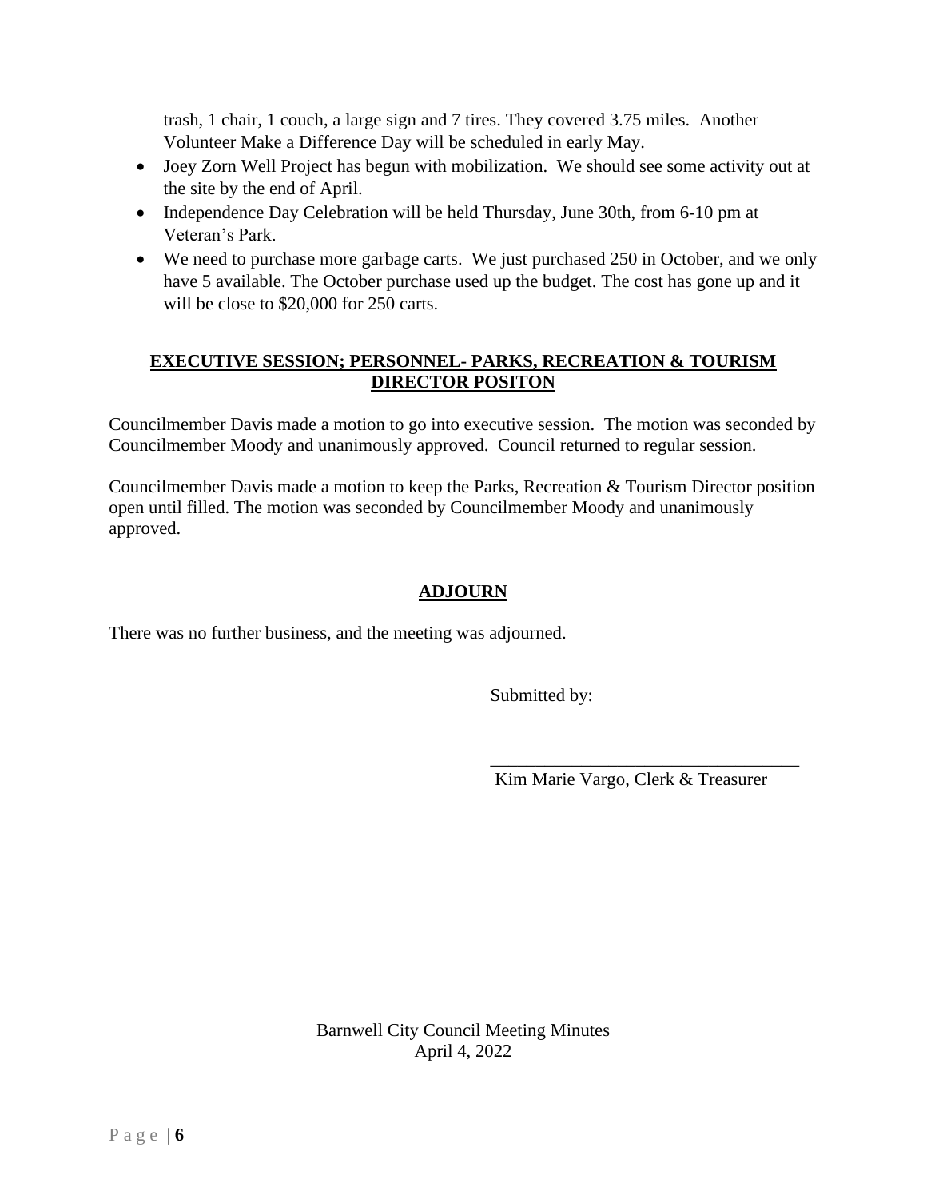trash, 1 chair, 1 couch, a large sign and 7 tires. They covered 3.75 miles. Another Volunteer Make a Difference Day will be scheduled in early May.

- Joey Zorn Well Project has begun with mobilization. We should see some activity out at the site by the end of April.
- Independence Day Celebration will be held Thursday, June 30th, from 6-10 pm at Veteran's Park.
- We need to purchase more garbage carts. We just purchased 250 in October, and we only have 5 available. The October purchase used up the budget. The cost has gone up and it will be close to $20,000 for 250 carts.

## EXECUTIVE SESSION; PERSONNEL- PARKS, RECREATION & TOURISM DIRECTOR POSITON

Councilmember Davis made a motion to go into executive session. The motion was seconded by Councilmember Moody and unanimously approved. Council returned to regular session.

Councilmember Davis made a motion to keep the Parks, Recreation & Tourism Director position open until filled. The motion was seconded by Councilmember Moody and unanimously approved.

## ADJOURN

There was no further business, and the meeting was adjourned.

Submitted by:

___________________________________
Kim Marie Vargo, Clerk & Treasurer

Barnwell City Council Meeting Minutes
April 4, 2022